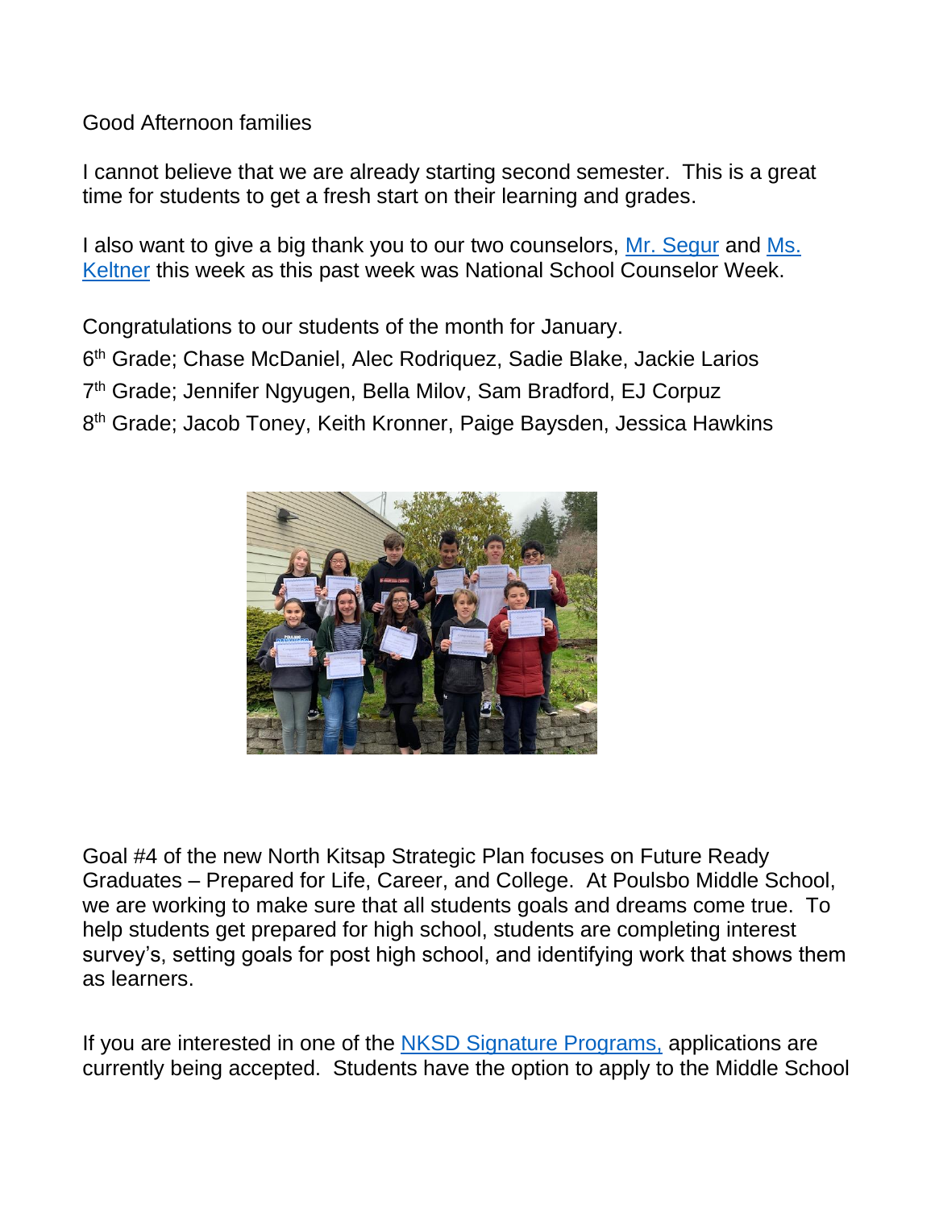Good Afternoon families

I cannot believe that we are already starting second semester.  This is a great time for students to get a fresh start on their learning and grades.

I also want to give a big thank you to our two counselors, [Mr. Segur] and [Ms. Keltner] this week as this past week was National School Counselor Week.

Congratulations to our students of the month for January.

6th Grade; Chase McDaniel, Alec Rodriquez, Sadie Blake, Jackie Larios

7th Grade; Jennifer Ngyugen, Bella Milov, Sam Bradford, EJ Corpuz

8th Grade; Jacob Toney, Keith Kronner, Paige Baysden, Jessica Hawkins

Goal #4 of the new North Kitsap Strategic Plan focuses on Future Ready Graduates – Prepared for Life, Career, and College.  At Poulsbo Middle School, we are working to make sure that all students goals and dreams come true.  To help students get prepared for high school, students are completing interest survey's, setting goals for post high school, and identifying work that shows them as learners.

If you are interested in one of the [NKSD Signature Programs,] applications are currently being accepted.  Students have the option to apply to the Middle School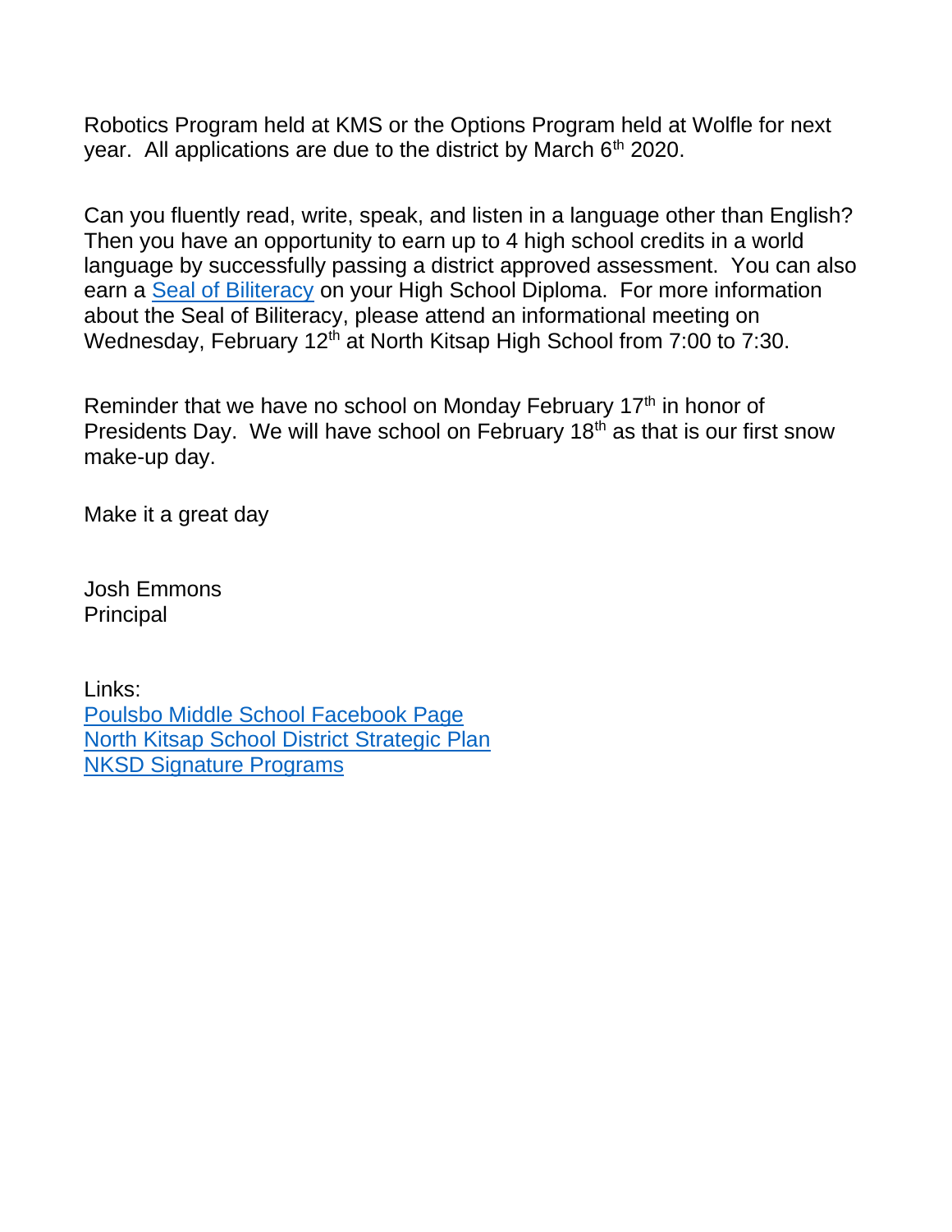Robotics Program held at KMS or the Options Program held at Wolfle for next year. All applications are due to the district by March 6th 2020.

Can you fluently read, write, speak, and listen in a language other than English? Then you have an opportunity to earn up to 4 high school credits in a world language by successfully passing a district approved assessment. You can also earn a Seal of Biliteracy on your High School Diploma. For more information about the Seal of Biliteracy, please attend an informational meeting on Wednesday, February 12th at North Kitsap High School from 7:00 to 7:30.

Reminder that we have no school on Monday February 17th in honor of Presidents Day. We will have school on February 18th as that is our first snow make-up day.

Make it a great day

Josh Emmons
Principal

Links:
Poulsbo Middle School Facebook Page
North Kitsap School District Strategic Plan
NKSD Signature Programs